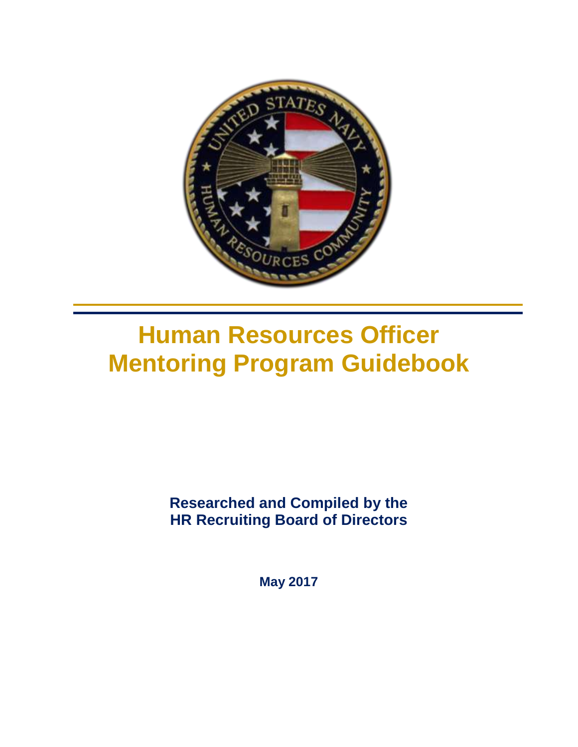# Human Resources Officer Mentoring Program Guidebook

**Researched and Compiled by the HR Recruiting Board of Directors**

**May 2017**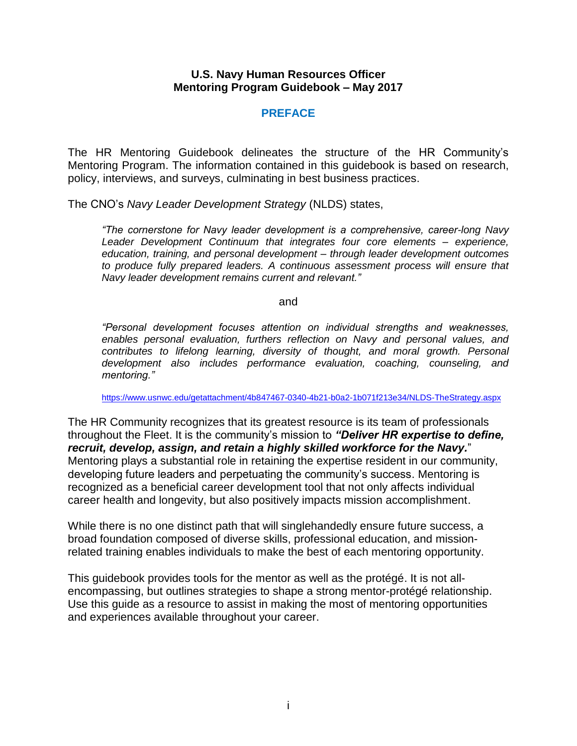**U.S. Navy Human Resources Officer**
**Mentoring Program Guidebook – May 2017**

## PREFACE

The HR Mentoring Guidebook delineates the structure of the HR Community's Mentoring Program. The information contained in this guidebook is based on research, policy, interviews, and surveys, culminating in best business practices.

The CNO's *Navy Leader Development Strategy* (NLDS) states,

> *"The cornerstone for Navy leader development is a comprehensive, career-long Navy Leader Development Continuum that integrates four core elements – experience, education, training, and personal development – through leader development outcomes to produce fully prepared leaders. A continuous assessment process will ensure that Navy leader development remains current and relevant."*
>
> and
>
> *"Personal development focuses attention on individual strengths and weaknesses, enables personal evaluation, furthers reflection on Navy and personal values, and contributes to lifelong learning, diversity of thought, and moral growth. Personal development also includes performance evaluation, coaching, counseling, and mentoring."*
>
> https://www.usnwc.edu/getattachment/4b847467-0340-4b21-b0a2-1b071f213e34/NLDS-TheStrategy.aspx

The HR Community recognizes that its greatest resource is its team of professionals throughout the Fleet. It is the community's mission to ***"Deliver HR expertise to define, recruit, develop, assign, and retain a highly skilled workforce for the Navy.*"** Mentoring plays a substantial role in retaining the expertise resident in our community, developing future leaders and perpetuating the community's success. Mentoring is recognized as a beneficial career development tool that not only affects individual career health and longevity, but also positively impacts mission accomplishment.

While there is no one distinct path that will singlehandedly ensure future success, a broad foundation composed of diverse skills, professional education, and mission-related training enables individuals to make the best of each mentoring opportunity.

This guidebook provides tools for the mentor as well as the protégé. It is not all-encompassing, but outlines strategies to shape a strong mentor-protégé relationship. Use this guide as a resource to assist in making the most of mentoring opportunities and experiences available throughout your career.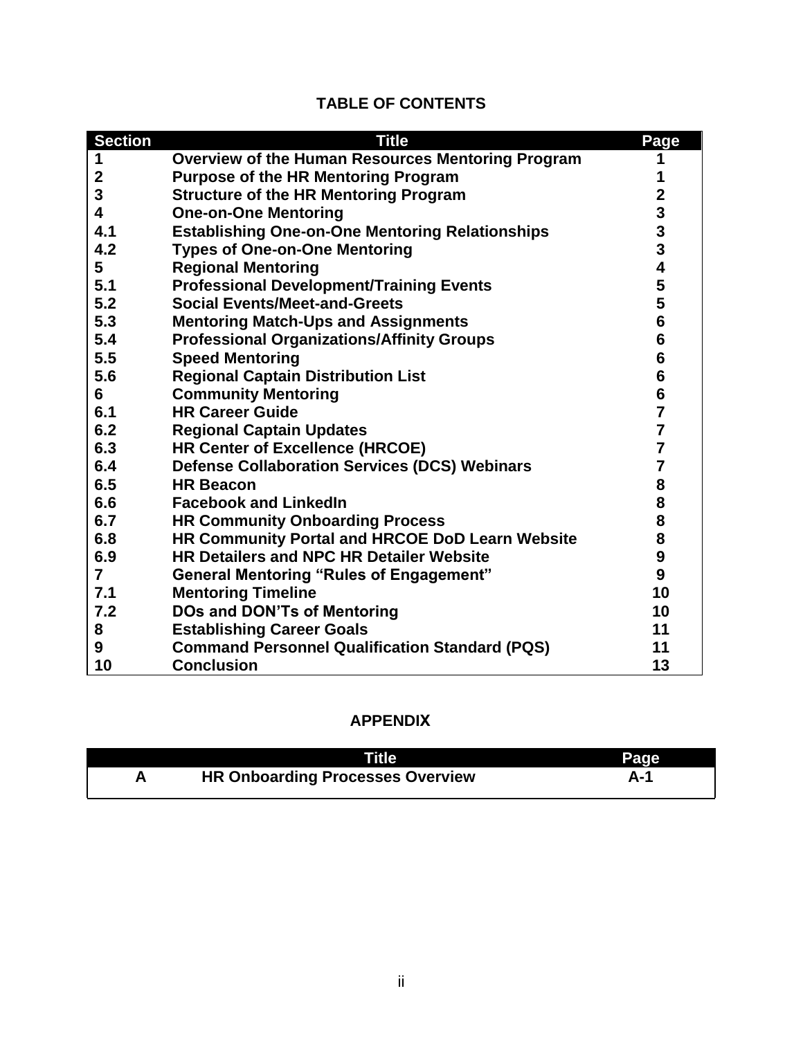# TABLE OF CONTENTS

| Section | Title | Page |
|---|---|---|
| 1 | Overview of the Human Resources Mentoring Program | 1 |
| 2 | Purpose of the HR Mentoring Program | 1 |
| 3 | Structure of the HR Mentoring Program | 2 |
| 4 | One-on-One Mentoring | 3 |
| 4.1 | Establishing One-on-One Mentoring Relationships | 3 |
| 4.2 | Types of One-on-One Mentoring | 3 |
| 5 | Regional Mentoring | 4 |
| 5.1 | Professional Development/Training Events | 5 |
| 5.2 | Social Events/Meet-and-Greets | 5 |
| 5.3 | Mentoring Match-Ups and Assignments | 6 |
| 5.4 | Professional Organizations/Affinity Groups | 6 |
| 5.5 | Speed Mentoring | 6 |
| 5.6 | Regional Captain Distribution List | 6 |
| 6 | Community Mentoring | 6 |
| 6.1 | HR Career Guide | 7 |
| 6.2 | Regional Captain Updates | 7 |
| 6.3 | HR Center of Excellence (HRCOE) | 7 |
| 6.4 | Defense Collaboration Services (DCS) Webinars | 7 |
| 6.5 | HR Beacon | 8 |
| 6.6 | Facebook and LinkedIn | 8 |
| 6.7 | HR Community Onboarding Process | 8 |
| 6.8 | HR Community Portal and HRCOE DoD Learn Website | 8 |
| 6.9 | HR Detailers and NPC HR Detailer Website | 9 |
| 7 | General Mentoring "Rules of Engagement" | 9 |
| 7.1 | Mentoring Timeline | 10 |
| 7.2 | DOs and DON'Ts of Mentoring | 10 |
| 8 | Establishing Career Goals | 11 |
| 9 | Command Personnel Qualification Standard (PQS) | 11 |
| 10 | Conclusion | 13 |

## APPENDIX

| | Title | Page |
|---|---|---|
| A | HR Onboarding Processes Overview | A-1 |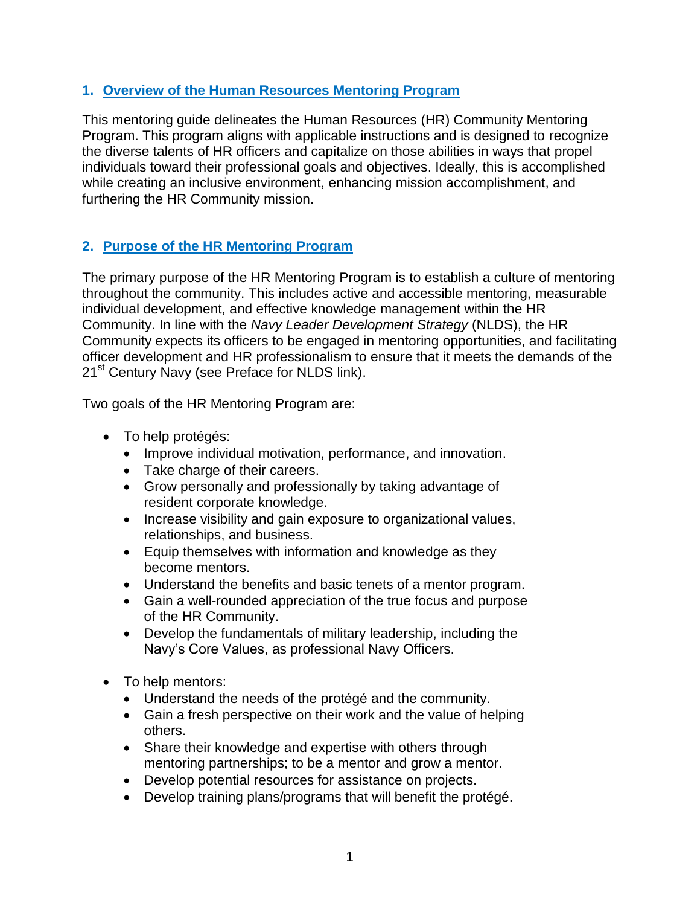## 1. Overview of the Human Resources Mentoring Program

This mentoring guide delineates the Human Resources (HR) Community Mentoring Program. This program aligns with applicable instructions and is designed to recognize the diverse talents of HR officers and capitalize on those abilities in ways that propel individuals toward their professional goals and objectives. Ideally, this is accomplished while creating an inclusive environment, enhancing mission accomplishment, and furthering the HR Community mission.

## 2. Purpose of the HR Mentoring Program

The primary purpose of the HR Mentoring Program is to establish a culture of mentoring throughout the community. This includes active and accessible mentoring, measurable individual development, and effective knowledge management within the HR Community. In line with the *Navy Leader Development Strategy* (NLDS), the HR Community expects its officers to be engaged in mentoring opportunities, and facilitating officer development and HR professionalism to ensure that it meets the demands of the 21st Century Navy (see Preface for NLDS link).

Two goals of the HR Mentoring Program are:

- To help protégés:
  - Improve individual motivation, performance, and innovation.
  - Take charge of their careers.
  - Grow personally and professionally by taking advantage of resident corporate knowledge.
  - Increase visibility and gain exposure to organizational values, relationships, and business.
  - Equip themselves with information and knowledge as they become mentors.
  - Understand the benefits and basic tenets of a mentor program.
  - Gain a well-rounded appreciation of the true focus and purpose of the HR Community.
  - Develop the fundamentals of military leadership, including the Navy's Core Values, as professional Navy Officers.

- To help mentors:
  - Understand the needs of the protégé and the community.
  - Gain a fresh perspective on their work and the value of helping others.
  - Share their knowledge and expertise with others through mentoring partnerships; to be a mentor and grow a mentor.
  - Develop potential resources for assistance on projects.
  - Develop training plans/programs that will benefit the protégé.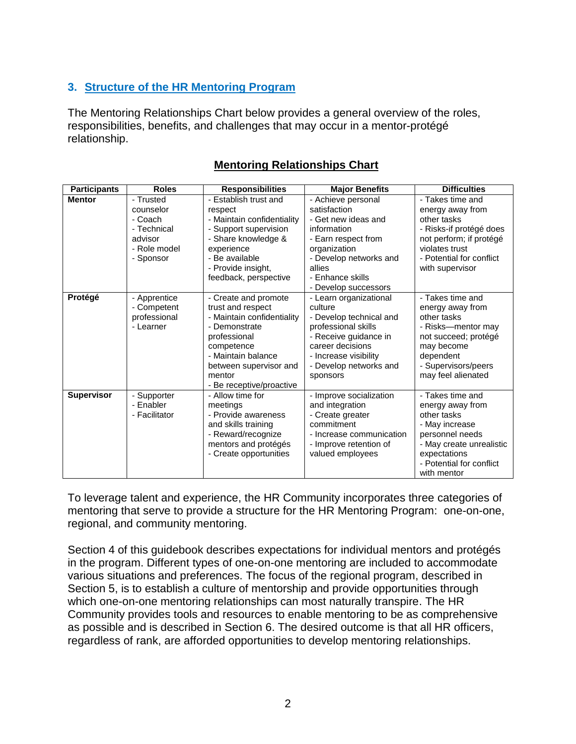## 3. Structure of the HR Mentoring Program

The Mentoring Relationships Chart below provides a general overview of the roles, responsibilities, benefits, and challenges that may occur in a mentor-protégé relationship.

**Mentoring Relationships Chart**

| Participants | Roles | Responsibilities | Major Benefits | Difficulties |
|---|---|---|---|---|
| **Mentor** | - Trusted counselor<br>- Coach<br>- Technical advisor<br>- Role model<br>- Sponsor | - Establish trust and respect<br>- Maintain confidentiality<br>- Support supervision<br>- Share knowledge & experience<br>- Be available<br>- Provide insight, feedback, perspective | - Achieve personal satisfaction<br>- Get new ideas and information<br>- Earn respect from organization<br>- Develop networks and allies<br>- Enhance skills<br>- Develop successors | - Takes time and energy away from other tasks<br>- Risks-if protégé does not perform; if protégé violates trust<br>- Potential for conflict with supervisor |
| **Protégé** | - Apprentice<br>- Competent professional<br>- Learner | - Create and promote trust and respect<br>- Maintain confidentiality<br>- Demonstrate professional competence<br>- Maintain balance between supervisor and mentor<br>- Be receptive/proactive | - Learn organizational culture<br>- Develop technical and professional skills<br>- Receive guidance in career decisions<br>- Increase visibility<br>- Develop networks and sponsors | - Takes time and energy away from other tasks<br>- Risks—mentor may not succeed; protégé may become dependent<br>- Supervisors/peers may feel alienated |
| **Supervisor** | - Supporter<br>- Enabler<br>- Facilitator | - Allow time for meetings<br>- Provide awareness and skills training<br>- Reward/recognize mentors and protégés<br>- Create opportunities | - Improve socialization and integration<br>- Create greater commitment<br>- Increase communication<br>- Improve retention of valued employees | - Takes time and energy away from other tasks<br>- May increase personnel needs<br>- May create unrealistic expectations<br>- Potential for conflict with mentor |

To leverage talent and experience, the HR Community incorporates three categories of mentoring that serve to provide a structure for the HR Mentoring Program: one-on-one, regional, and community mentoring.

Section 4 of this guidebook describes expectations for individual mentors and protégés in the program. Different types of one-on-one mentoring are included to accommodate various situations and preferences. The focus of the regional program, described in Section 5, is to establish a culture of mentorship and provide opportunities through which one-on-one mentoring relationships can most naturally transpire. The HR Community provides tools and resources to enable mentoring to be as comprehensive as possible and is described in Section 6. The desired outcome is that all HR officers, regardless of rank, are afforded opportunities to develop mentoring relationships.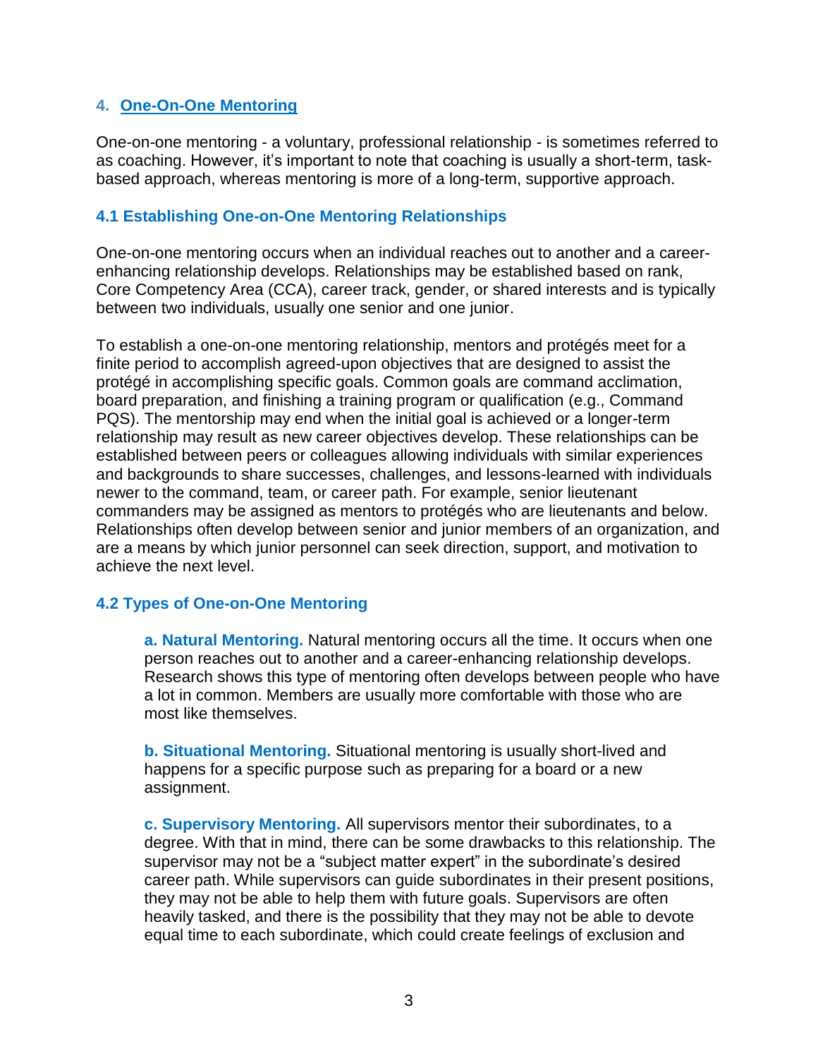## 4. One-On-One Mentoring

One-on-one mentoring - a voluntary, professional relationship - is sometimes referred to as coaching. However, it's important to note that coaching is usually a short-term, task-based approach, whereas mentoring is more of a long-term, supportive approach.

### 4.1 Establishing One-on-One Mentoring Relationships

One-on-one mentoring occurs when an individual reaches out to another and a career-enhancing relationship develops. Relationships may be established based on rank, Core Competency Area (CCA), career track, gender, or shared interests and is typically between two individuals, usually one senior and one junior.

To establish a one-on-one mentoring relationship, mentors and protégés meet for a finite period to accomplish agreed-upon objectives that are designed to assist the protégé in accomplishing specific goals. Common goals are command acclimation, board preparation, and finishing a training program or qualification (e.g., Command PQS). The mentorship may end when the initial goal is achieved or a longer-term relationship may result as new career objectives develop. These relationships can be established between peers or colleagues allowing individuals with similar experiences and backgrounds to share successes, challenges, and lessons-learned with individuals newer to the command, team, or career path. For example, senior lieutenant commanders may be assigned as mentors to protégés who are lieutenants and below. Relationships often develop between senior and junior members of an organization, and are a means by which junior personnel can seek direction, support, and motivation to achieve the next level.

### 4.2 Types of One-on-One Mentoring

**a. Natural Mentoring.** Natural mentoring occurs all the time. It occurs when one person reaches out to another and a career-enhancing relationship develops. Research shows this type of mentoring often develops between people who have a lot in common. Members are usually more comfortable with those who are most like themselves.

**b. Situational Mentoring.** Situational mentoring is usually short-lived and happens for a specific purpose such as preparing for a board or a new assignment.

**c. Supervisory Mentoring.** All supervisors mentor their subordinates, to a degree. With that in mind, there can be some drawbacks to this relationship. The supervisor may not be a "subject matter expert" in the subordinate's desired career path. While supervisors can guide subordinates in their present positions, they may not be able to help them with future goals. Supervisors are often heavily tasked, and there is the possibility that they may not be able to devote equal time to each subordinate, which could create feelings of exclusion and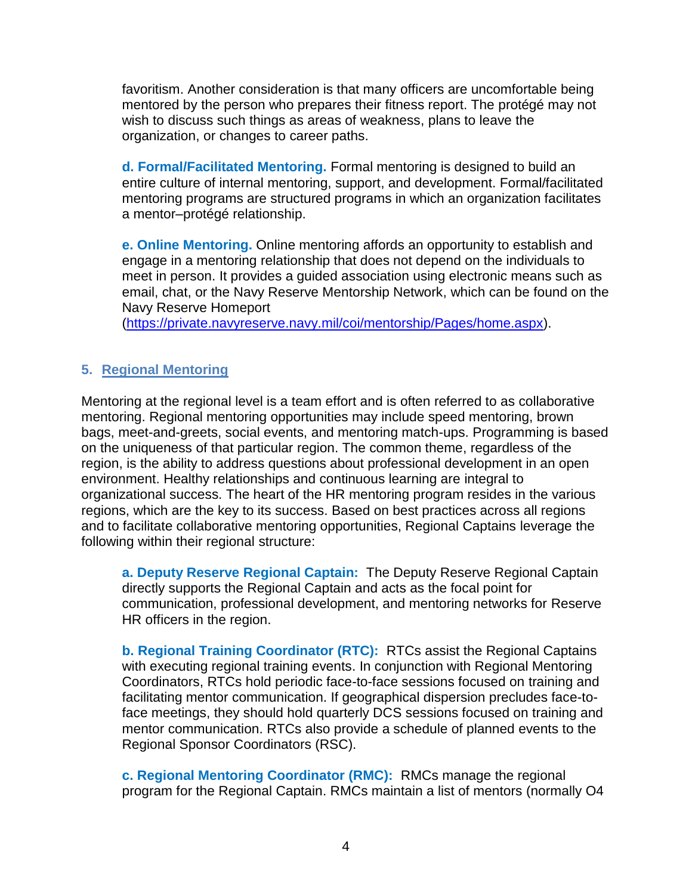favoritism. Another consideration is that many officers are uncomfortable being mentored by the person who prepares their fitness report. The protégé may not wish to discuss such things as areas of weakness, plans to leave the organization, or changes to career paths.

**d. Formal/Facilitated Mentoring.** Formal mentoring is designed to build an entire culture of internal mentoring, support, and development. Formal/facilitated mentoring programs are structured programs in which an organization facilitates a mentor–protégé relationship.

**e. Online Mentoring.** Online mentoring affords an opportunity to establish and engage in a mentoring relationship that does not depend on the individuals to meet in person. It provides a guided association using electronic means such as email, chat, or the Navy Reserve Mentorship Network, which can be found on the Navy Reserve Homeport (https://private.navyreserve.navy.mil/coi/mentorship/Pages/home.aspx).

## 5. Regional Mentoring

Mentoring at the regional level is a team effort and is often referred to as collaborative mentoring. Regional mentoring opportunities may include speed mentoring, brown bags, meet-and-greets, social events, and mentoring match-ups. Programming is based on the uniqueness of that particular region. The common theme, regardless of the region, is the ability to address questions about professional development in an open environment. Healthy relationships and continuous learning are integral to organizational success. The heart of the HR mentoring program resides in the various regions, which are the key to its success. Based on best practices across all regions and to facilitate collaborative mentoring opportunities, Regional Captains leverage the following within their regional structure:

**a. Deputy Reserve Regional Captain:** The Deputy Reserve Regional Captain directly supports the Regional Captain and acts as the focal point for communication, professional development, and mentoring networks for Reserve HR officers in the region.

**b. Regional Training Coordinator (RTC):** RTCs assist the Regional Captains with executing regional training events. In conjunction with Regional Mentoring Coordinators, RTCs hold periodic face-to-face sessions focused on training and facilitating mentor communication. If geographical dispersion precludes face-to-face meetings, they should hold quarterly DCS sessions focused on training and mentor communication. RTCs also provide a schedule of planned events to the Regional Sponsor Coordinators (RSC).

**c. Regional Mentoring Coordinator (RMC):** RMCs manage the regional program for the Regional Captain. RMCs maintain a list of mentors (normally O4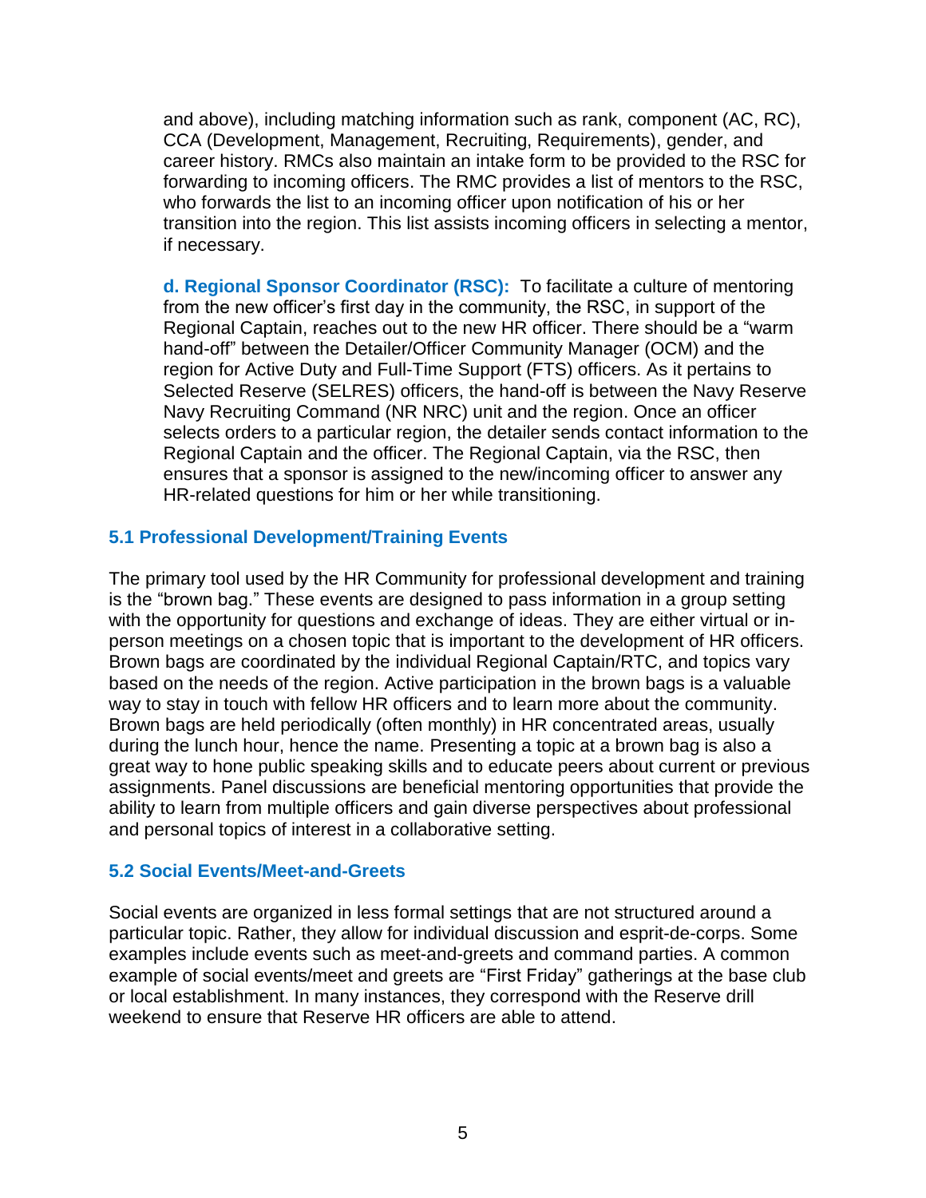and above), including matching information such as rank, component (AC, RC), CCA (Development, Management, Recruiting, Requirements), gender, and career history. RMCs also maintain an intake form to be provided to the RSC for forwarding to incoming officers. The RMC provides a list of mentors to the RSC, who forwards the list to an incoming officer upon notification of his or her transition into the region. This list assists incoming officers in selecting a mentor, if necessary.

**d. Regional Sponsor Coordinator (RSC):** To facilitate a culture of mentoring from the new officer's first day in the community, the RSC, in support of the Regional Captain, reaches out to the new HR officer. There should be a "warm hand-off" between the Detailer/Officer Community Manager (OCM) and the region for Active Duty and Full-Time Support (FTS) officers. As it pertains to Selected Reserve (SELRES) officers, the hand-off is between the Navy Reserve Navy Recruiting Command (NR NRC) unit and the region. Once an officer selects orders to a particular region, the detailer sends contact information to the Regional Captain and the officer. The Regional Captain, via the RSC, then ensures that a sponsor is assigned to the new/incoming officer to answer any HR-related questions for him or her while transitioning.

### 5.1 Professional Development/Training Events

The primary tool used by the HR Community for professional development and training is the "brown bag." These events are designed to pass information in a group setting with the opportunity for questions and exchange of ideas. They are either virtual or in-person meetings on a chosen topic that is important to the development of HR officers. Brown bags are coordinated by the individual Regional Captain/RTC, and topics vary based on the needs of the region. Active participation in the brown bags is a valuable way to stay in touch with fellow HR officers and to learn more about the community. Brown bags are held periodically (often monthly) in HR concentrated areas, usually during the lunch hour, hence the name. Presenting a topic at a brown bag is also a great way to hone public speaking skills and to educate peers about current or previous assignments. Panel discussions are beneficial mentoring opportunities that provide the ability to learn from multiple officers and gain diverse perspectives about professional and personal topics of interest in a collaborative setting.

### 5.2 Social Events/Meet-and-Greets

Social events are organized in less formal settings that are not structured around a particular topic. Rather, they allow for individual discussion and esprit-de-corps. Some examples include events such as meet-and-greets and command parties. A common example of social events/meet and greets are "First Friday" gatherings at the base club or local establishment. In many instances, they correspond with the Reserve drill weekend to ensure that Reserve HR officers are able to attend.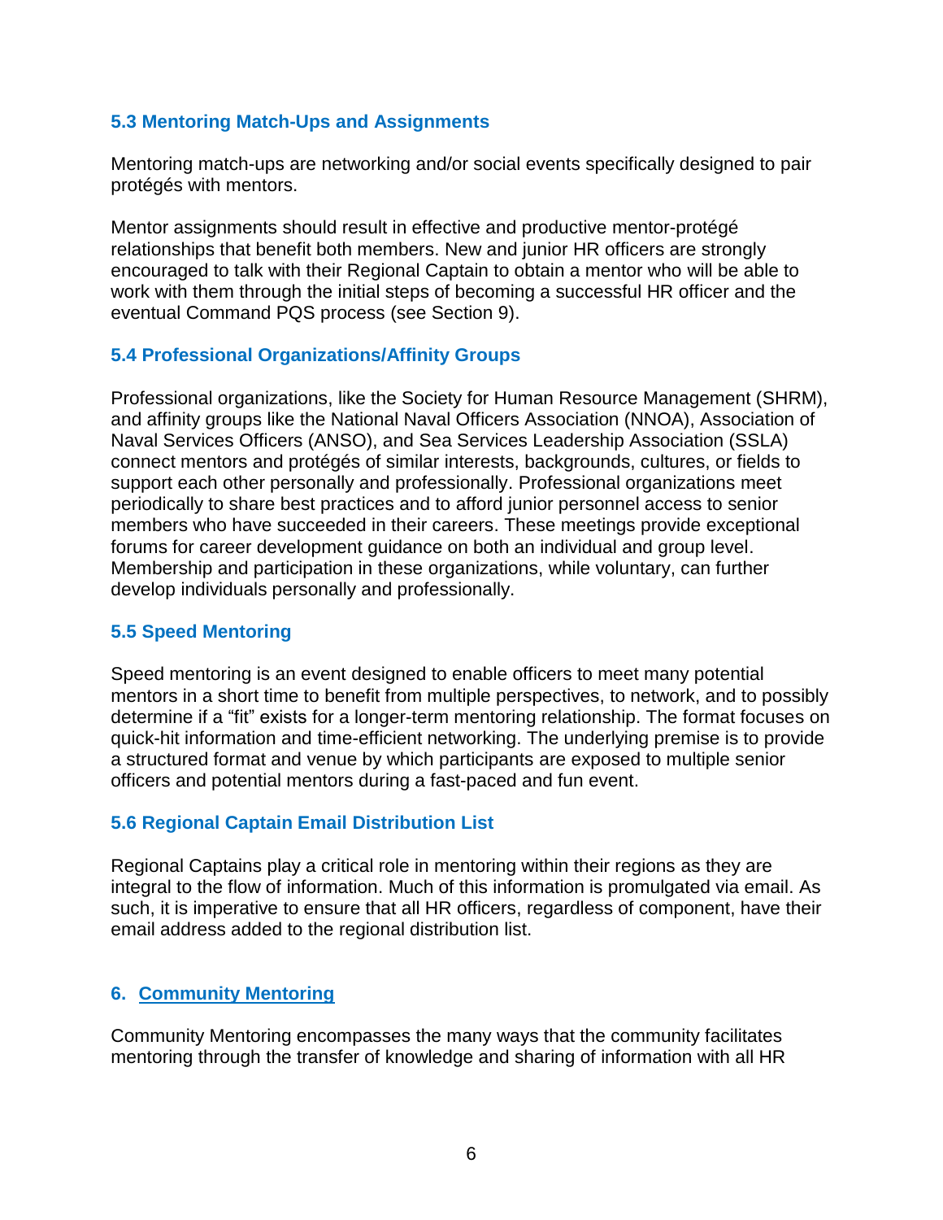### 5.3 Mentoring Match-Ups and Assignments

Mentoring match-ups are networking and/or social events specifically designed to pair protégés with mentors.

Mentor assignments should result in effective and productive mentor-protégé relationships that benefit both members. New and junior HR officers are strongly encouraged to talk with their Regional Captain to obtain a mentor who will be able to work with them through the initial steps of becoming a successful HR officer and the eventual Command PQS process (see Section 9).

### 5.4 Professional Organizations/Affinity Groups

Professional organizations, like the Society for Human Resource Management (SHRM), and affinity groups like the National Naval Officers Association (NNOA), Association of Naval Services Officers (ANSO), and Sea Services Leadership Association (SSLA) connect mentors and protégés of similar interests, backgrounds, cultures, or fields to support each other personally and professionally. Professional organizations meet periodically to share best practices and to afford junior personnel access to senior members who have succeeded in their careers. These meetings provide exceptional forums for career development guidance on both an individual and group level. Membership and participation in these organizations, while voluntary, can further develop individuals personally and professionally.

### 5.5 Speed Mentoring

Speed mentoring is an event designed to enable officers to meet many potential mentors in a short time to benefit from multiple perspectives, to network, and to possibly determine if a "fit" exists for a longer-term mentoring relationship. The format focuses on quick-hit information and time-efficient networking. The underlying premise is to provide a structured format and venue by which participants are exposed to multiple senior officers and potential mentors during a fast-paced and fun event.

### 5.6 Regional Captain Email Distribution List

Regional Captains play a critical role in mentoring within their regions as they are integral to the flow of information. Much of this information is promulgated via email. As such, it is imperative to ensure that all HR officers, regardless of component, have their email address added to the regional distribution list.

## 6. Community Mentoring

Community Mentoring encompasses the many ways that the community facilitates mentoring through the transfer of knowledge and sharing of information with all HR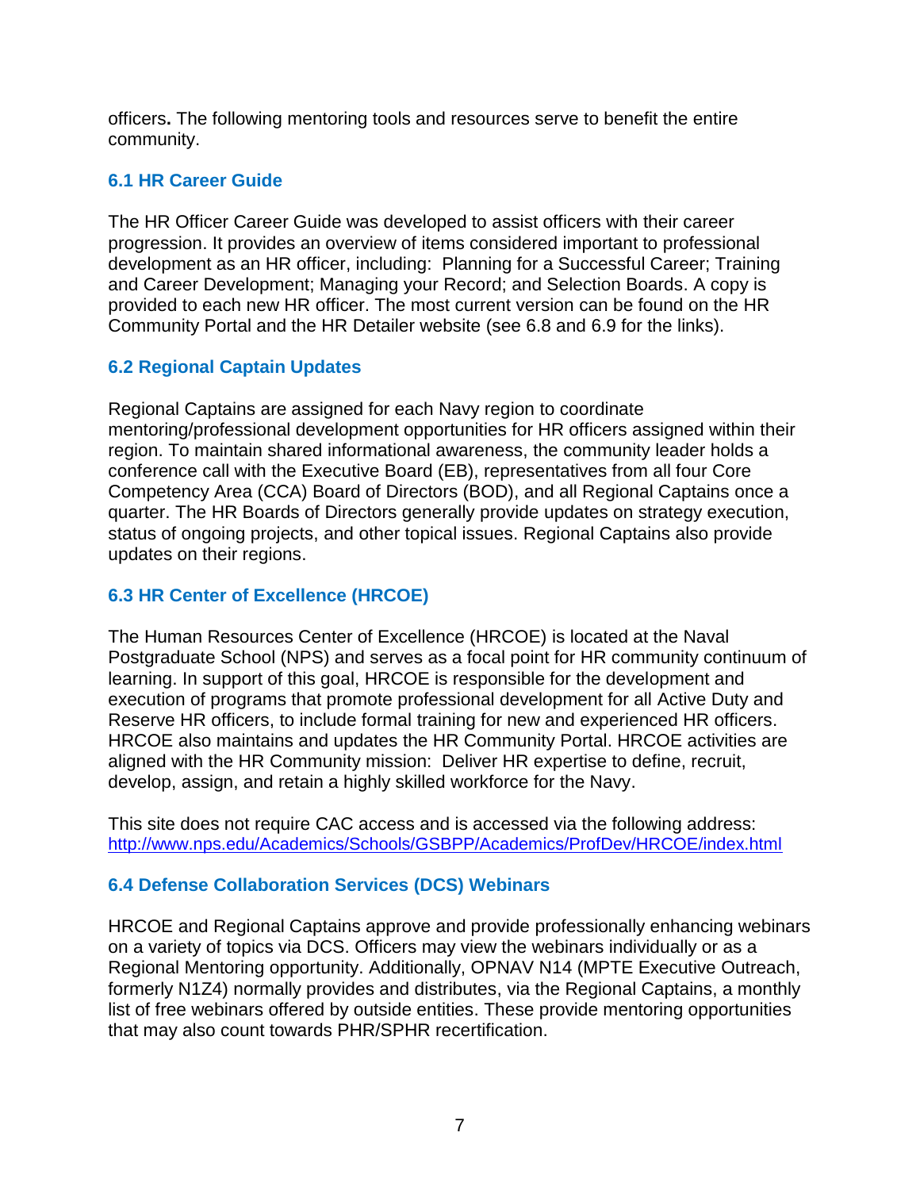officers**.** The following mentoring tools and resources serve to benefit the entire community.

### 6.1 HR Career Guide

The HR Officer Career Guide was developed to assist officers with their career progression. It provides an overview of items considered important to professional development as an HR officer, including: Planning for a Successful Career; Training and Career Development; Managing your Record; and Selection Boards. A copy is provided to each new HR officer. The most current version can be found on the HR Community Portal and the HR Detailer website (see 6.8 and 6.9 for the links).

### 6.2 Regional Captain Updates

Regional Captains are assigned for each Navy region to coordinate mentoring/professional development opportunities for HR officers assigned within their region. To maintain shared informational awareness, the community leader holds a conference call with the Executive Board (EB), representatives from all four Core Competency Area (CCA) Board of Directors (BOD), and all Regional Captains once a quarter. The HR Boards of Directors generally provide updates on strategy execution, status of ongoing projects, and other topical issues. Regional Captains also provide updates on their regions.

### 6.3 HR Center of Excellence (HRCOE)

The Human Resources Center of Excellence (HRCOE) is located at the Naval Postgraduate School (NPS) and serves as a focal point for HR community continuum of learning. In support of this goal, HRCOE is responsible for the development and execution of programs that promote professional development for all Active Duty and Reserve HR officers, to include formal training for new and experienced HR officers. HRCOE also maintains and updates the HR Community Portal. HRCOE activities are aligned with the HR Community mission: Deliver HR expertise to define, recruit, develop, assign, and retain a highly skilled workforce for the Navy.

This site does not require CAC access and is accessed via the following address: http://www.nps.edu/Academics/Schools/GSBPP/Academics/ProfDev/HRCOE/index.html

### 6.4 Defense Collaboration Services (DCS) Webinars

HRCOE and Regional Captains approve and provide professionally enhancing webinars on a variety of topics via DCS. Officers may view the webinars individually or as a Regional Mentoring opportunity. Additionally, OPNAV N14 (MPTE Executive Outreach, formerly N1Z4) normally provides and distributes, via the Regional Captains, a monthly list of free webinars offered by outside entities. These provide mentoring opportunities that may also count towards PHR/SPHR recertification.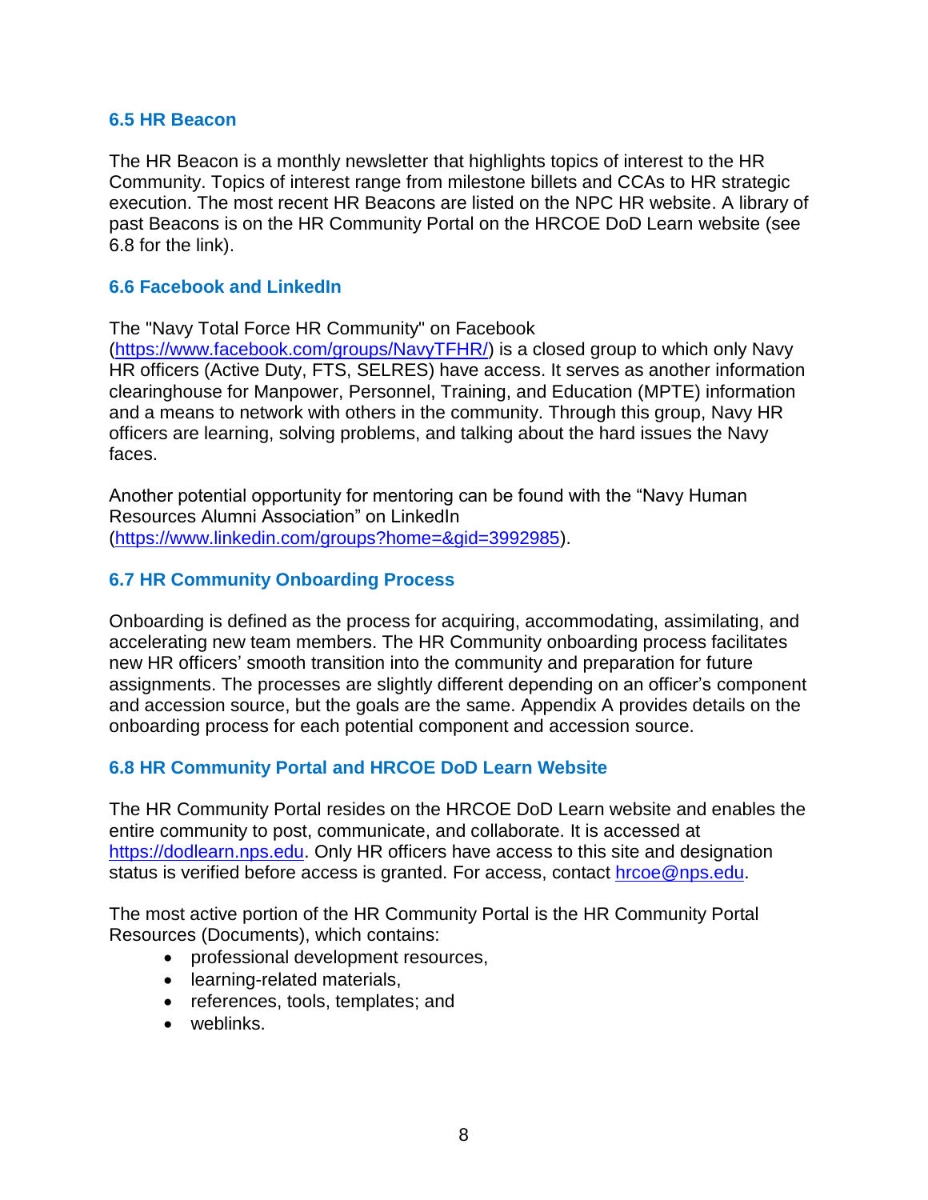### 6.5 HR Beacon

The HR Beacon is a monthly newsletter that highlights topics of interest to the HR Community. Topics of interest range from milestone billets and CCAs to HR strategic execution. The most recent HR Beacons are listed on the NPC HR website. A library of past Beacons is on the HR Community Portal on the HRCOE DoD Learn website (see 6.8 for the link).

### 6.6 Facebook and LinkedIn

The "Navy Total Force HR Community" on Facebook (https://www.facebook.com/groups/NavyTFHR/) is a closed group to which only Navy HR officers (Active Duty, FTS, SELRES) have access. It serves as another information clearinghouse for Manpower, Personnel, Training, and Education (MPTE) information and a means to network with others in the community. Through this group, Navy HR officers are learning, solving problems, and talking about the hard issues the Navy faces.

Another potential opportunity for mentoring can be found with the “Navy Human Resources Alumni Association” on LinkedIn (https://www.linkedin.com/groups?home=&gid=3992985).

### 6.7 HR Community Onboarding Process

Onboarding is defined as the process for acquiring, accommodating, assimilating, and accelerating new team members. The HR Community onboarding process facilitates new HR officers’ smooth transition into the community and preparation for future assignments. The processes are slightly different depending on an officer’s component and accession source, but the goals are the same. Appendix A provides details on the onboarding process for each potential component and accession source.

### 6.8 HR Community Portal and HRCOE DoD Learn Website

The HR Community Portal resides on the HRCOE DoD Learn website and enables the entire community to post, communicate, and collaborate. It is accessed at https://dodlearn.nps.edu. Only HR officers have access to this site and designation status is verified before access is granted. For access, contact hrcoe@nps.edu.

The most active portion of the HR Community Portal is the HR Community Portal Resources (Documents), which contains:

- professional development resources,
- learning-related materials,
- references, tools, templates; and
- weblinks.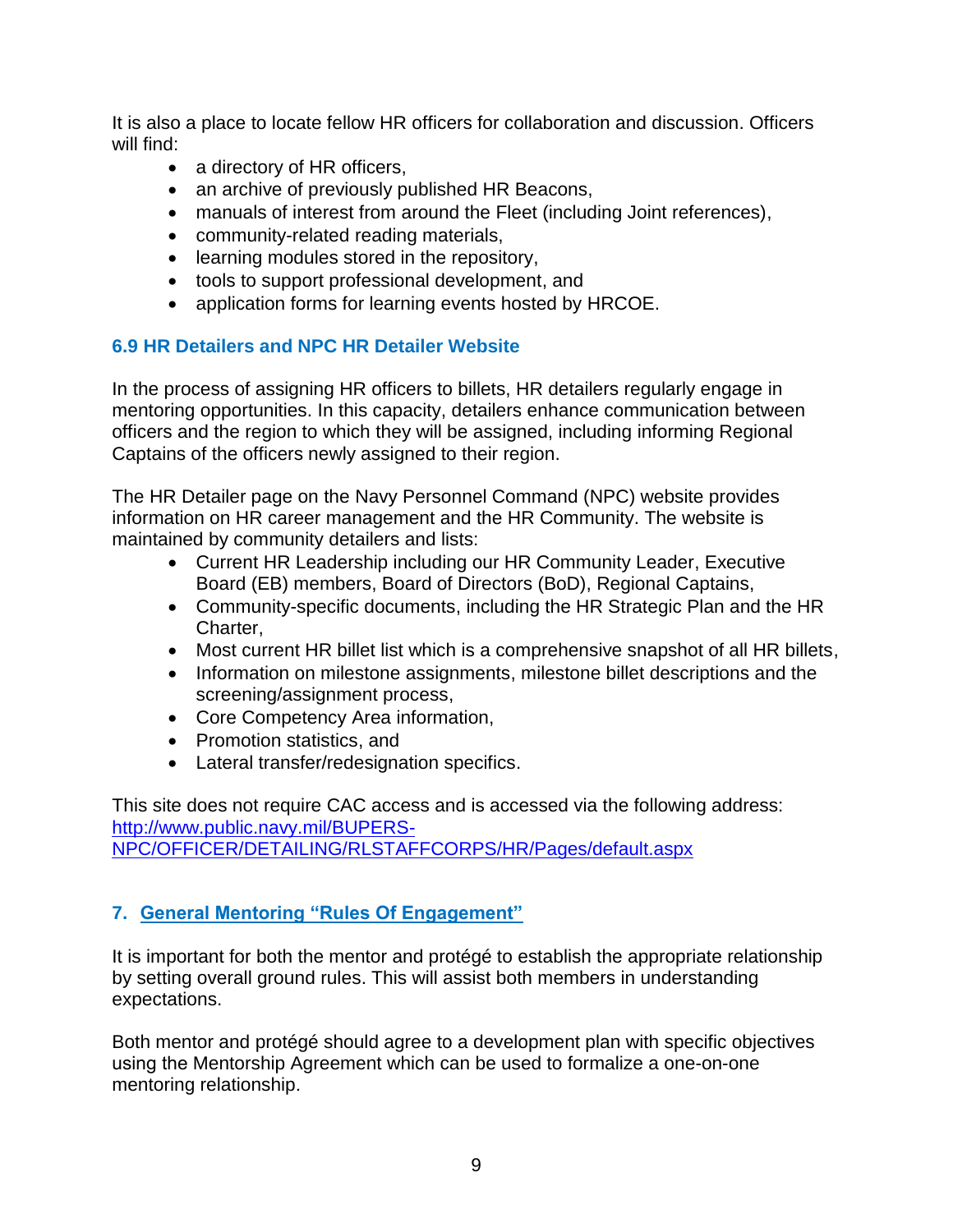It is also a place to locate fellow HR officers for collaboration and discussion. Officers will find:

- a directory of HR officers,
- an archive of previously published HR Beacons,
- manuals of interest from around the Fleet (including Joint references),
- community-related reading materials,
- learning modules stored in the repository,
- tools to support professional development, and
- application forms for learning events hosted by HRCOE.

### 6.9 HR Detailers and NPC HR Detailer Website

In the process of assigning HR officers to billets, HR detailers regularly engage in mentoring opportunities. In this capacity, detailers enhance communication between officers and the region to which they will be assigned, including informing Regional Captains of the officers newly assigned to their region.

The HR Detailer page on the Navy Personnel Command (NPC) website provides information on HR career management and the HR Community. The website is maintained by community detailers and lists:

- Current HR Leadership including our HR Community Leader, Executive Board (EB) members, Board of Directors (BoD), Regional Captains,
- Community-specific documents, including the HR Strategic Plan and the HR Charter,
- Most current HR billet list which is a comprehensive snapshot of all HR billets,
- Information on milestone assignments, milestone billet descriptions and the screening/assignment process,
- Core Competency Area information,
- Promotion statistics, and
- Lateral transfer/redesignation specifics.

This site does not require CAC access and is accessed via the following address: http://www.public.navy.mil/BUPERS-NPC/OFFICER/DETAILING/RLSTAFFCORPS/HR/Pages/default.aspx

## 7. General Mentoring "Rules Of Engagement"

It is important for both the mentor and protégé to establish the appropriate relationship by setting overall ground rules. This will assist both members in understanding expectations.

Both mentor and protégé should agree to a development plan with specific objectives using the Mentorship Agreement which can be used to formalize a one-on-one mentoring relationship.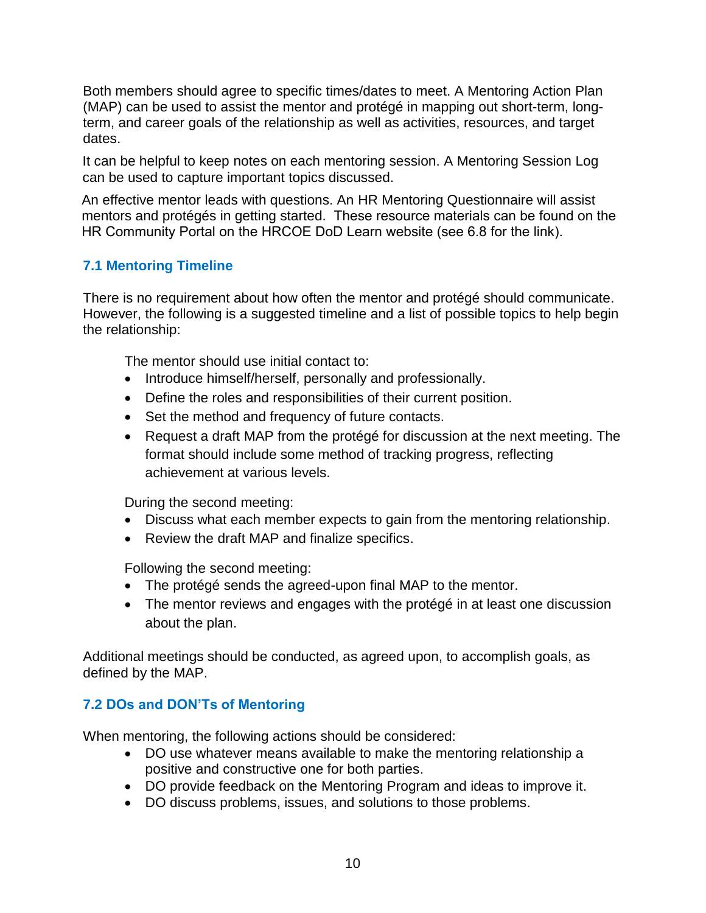Both members should agree to specific times/dates to meet. A Mentoring Action Plan (MAP) can be used to assist the mentor and protégé in mapping out short-term, long-term, and career goals of the relationship as well as activities, resources, and target dates.

It can be helpful to keep notes on each mentoring session. A Mentoring Session Log can be used to capture important topics discussed.

An effective mentor leads with questions. An HR Mentoring Questionnaire will assist mentors and protégés in getting started. These resource materials can be found on the HR Community Portal on the HRCOE DoD Learn website (see 6.8 for the link).

### 7.1 Mentoring Timeline

There is no requirement about how often the mentor and protégé should communicate. However, the following is a suggested timeline and a list of possible topics to help begin the relationship:

The mentor should use initial contact to:

- Introduce himself/herself, personally and professionally.
- Define the roles and responsibilities of their current position.
- Set the method and frequency of future contacts.
- Request a draft MAP from the protégé for discussion at the next meeting. The format should include some method of tracking progress, reflecting achievement at various levels.

During the second meeting:

- Discuss what each member expects to gain from the mentoring relationship.
- Review the draft MAP and finalize specifics.

Following the second meeting:

- The protégé sends the agreed-upon final MAP to the mentor.
- The mentor reviews and engages with the protégé in at least one discussion about the plan.

Additional meetings should be conducted, as agreed upon, to accomplish goals, as defined by the MAP.

### 7.2 DOs and DON'Ts of Mentoring

When mentoring, the following actions should be considered:

- DO use whatever means available to make the mentoring relationship a positive and constructive one for both parties.
- DO provide feedback on the Mentoring Program and ideas to improve it.
- DO discuss problems, issues, and solutions to those problems.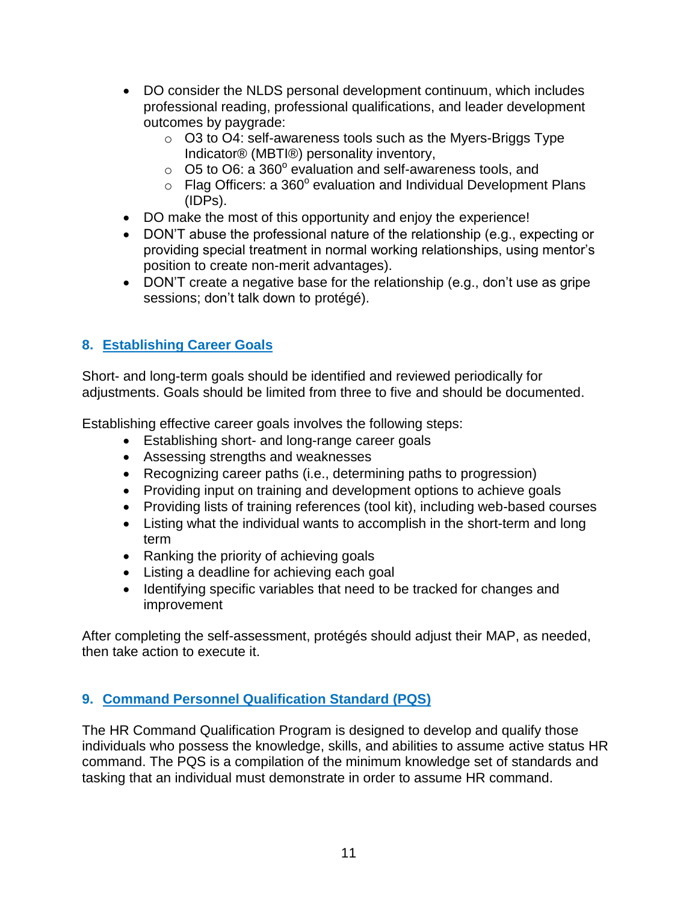- DO consider the NLDS personal development continuum, which includes professional reading, professional qualifications, and leader development outcomes by paygrade:
  - O3 to O4: self-awareness tools such as the Myers-Briggs Type Indicator® (MBTI®) personality inventory,
  - O5 to O6: a 360° evaluation and self-awareness tools, and
  - Flag Officers: a 360° evaluation and Individual Development Plans (IDPs).
- DO make the most of this opportunity and enjoy the experience!
- DON'T abuse the professional nature of the relationship (e.g., expecting or providing special treatment in normal working relationships, using mentor's position to create non-merit advantages).
- DON'T create a negative base for the relationship (e.g., don't use as gripe sessions; don't talk down to protégé).

## 8. Establishing Career Goals

Short- and long-term goals should be identified and reviewed periodically for adjustments. Goals should be limited from three to five and should be documented.

Establishing effective career goals involves the following steps:

- Establishing short- and long-range career goals
- Assessing strengths and weaknesses
- Recognizing career paths (i.e., determining paths to progression)
- Providing input on training and development options to achieve goals
- Providing lists of training references (tool kit), including web-based courses
- Listing what the individual wants to accomplish in the short-term and long term
- Ranking the priority of achieving goals
- Listing a deadline for achieving each goal
- Identifying specific variables that need to be tracked for changes and improvement

After completing the self-assessment, protégés should adjust their MAP, as needed, then take action to execute it.

## 9. Command Personnel Qualification Standard (PQS)

The HR Command Qualification Program is designed to develop and qualify those individuals who possess the knowledge, skills, and abilities to assume active status HR command. The PQS is a compilation of the minimum knowledge set of standards and tasking that an individual must demonstrate in order to assume HR command.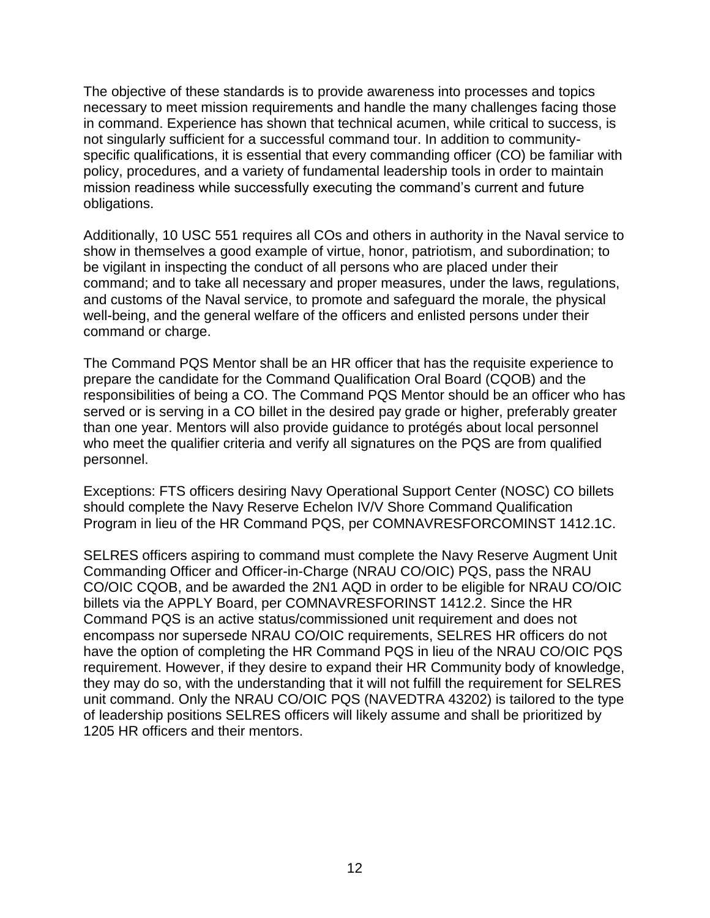The objective of these standards is to provide awareness into processes and topics necessary to meet mission requirements and handle the many challenges facing those in command. Experience has shown that technical acumen, while critical to success, is not singularly sufficient for a successful command tour. In addition to community-specific qualifications, it is essential that every commanding officer (CO) be familiar with policy, procedures, and a variety of fundamental leadership tools in order to maintain mission readiness while successfully executing the command's current and future obligations.

Additionally, 10 USC 551 requires all COs and others in authority in the Naval service to show in themselves a good example of virtue, honor, patriotism, and subordination; to be vigilant in inspecting the conduct of all persons who are placed under their command; and to take all necessary and proper measures, under the laws, regulations, and customs of the Naval service, to promote and safeguard the morale, the physical well-being, and the general welfare of the officers and enlisted persons under their command or charge.

The Command PQS Mentor shall be an HR officer that has the requisite experience to prepare the candidate for the Command Qualification Oral Board (CQOB) and the responsibilities of being a CO. The Command PQS Mentor should be an officer who has served or is serving in a CO billet in the desired pay grade or higher, preferably greater than one year. Mentors will also provide guidance to protégés about local personnel who meet the qualifier criteria and verify all signatures on the PQS are from qualified personnel.

Exceptions: FTS officers desiring Navy Operational Support Center (NOSC) CO billets should complete the Navy Reserve Echelon IV/V Shore Command Qualification Program in lieu of the HR Command PQS, per COMNAVRESFORCOMINST 1412.1C.

SELRES officers aspiring to command must complete the Navy Reserve Augment Unit Commanding Officer and Officer-in-Charge (NRAU CO/OIC) PQS, pass the NRAU CO/OIC CQOB, and be awarded the 2N1 AQD in order to be eligible for NRAU CO/OIC billets via the APPLY Board, per COMNAVRESFORINST 1412.2. Since the HR Command PQS is an active status/commissioned unit requirement and does not encompass nor supersede NRAU CO/OIC requirements, SELRES HR officers do not have the option of completing the HR Command PQS in lieu of the NRAU CO/OIC PQS requirement. However, if they desire to expand their HR Community body of knowledge, they may do so, with the understanding that it will not fulfill the requirement for SELRES unit command. Only the NRAU CO/OIC PQS (NAVEDTRA 43202) is tailored to the type of leadership positions SELRES officers will likely assume and shall be prioritized by 1205 HR officers and their mentors.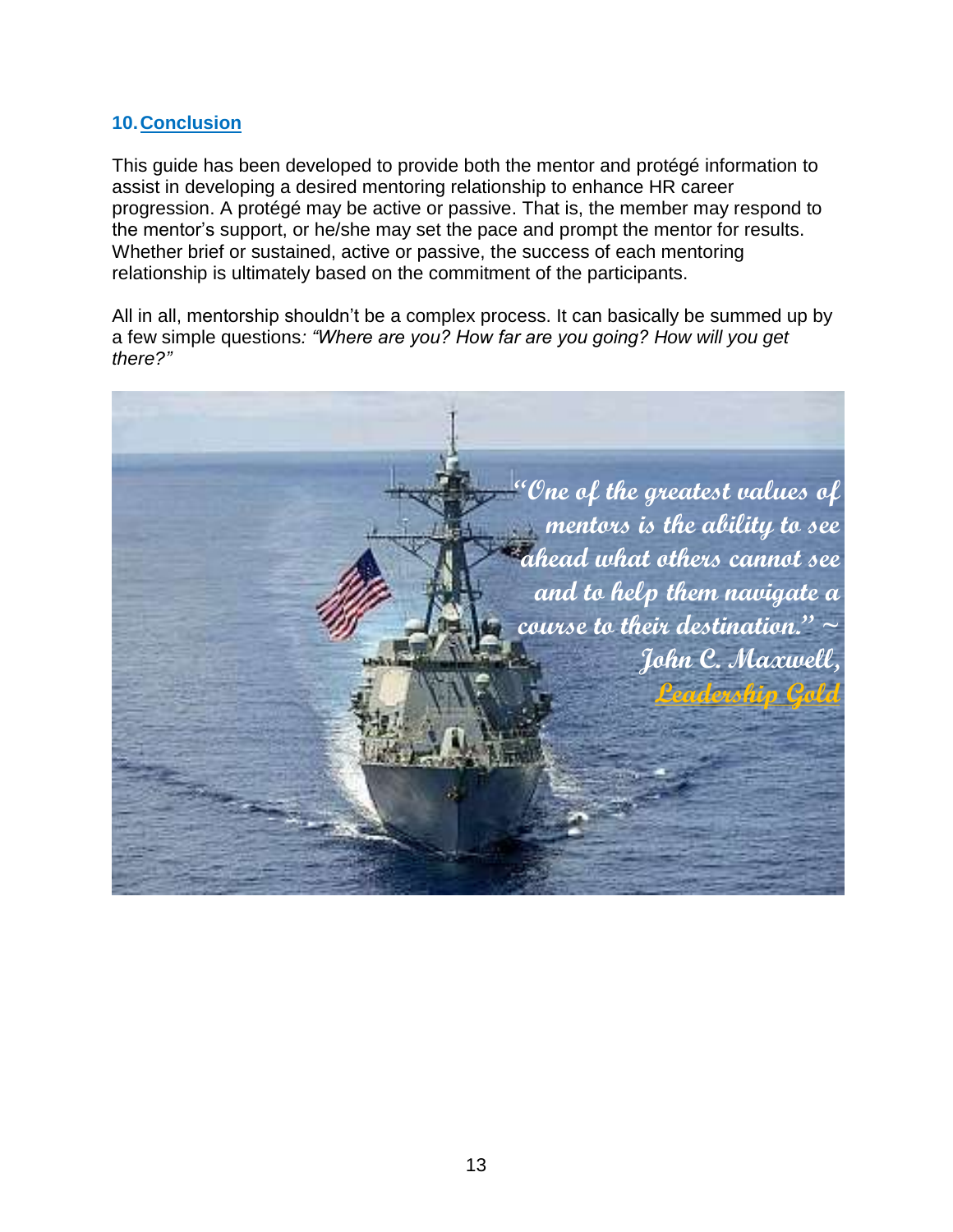## 10. Conclusion

This guide has been developed to provide both the mentor and protégé information to assist in developing a desired mentoring relationship to enhance HR career progression. A protégé may be active or passive. That is, the member may respond to the mentor's support, or he/she may set the pace and prompt the mentor for results. Whether brief or sustained, active or passive, the success of each mentoring relationship is ultimately based on the commitment of the participants.

All in all, mentorship shouldn't be a complex process. It can basically be summed up by a few simple questions*: "Where are you? How far are you going? How will you get there?"*

> "One of the greatest values of mentors is the ability to see ahead what others cannot see and to help them navigate a course to their destination." ~ John C. Maxwell, Leadership Gold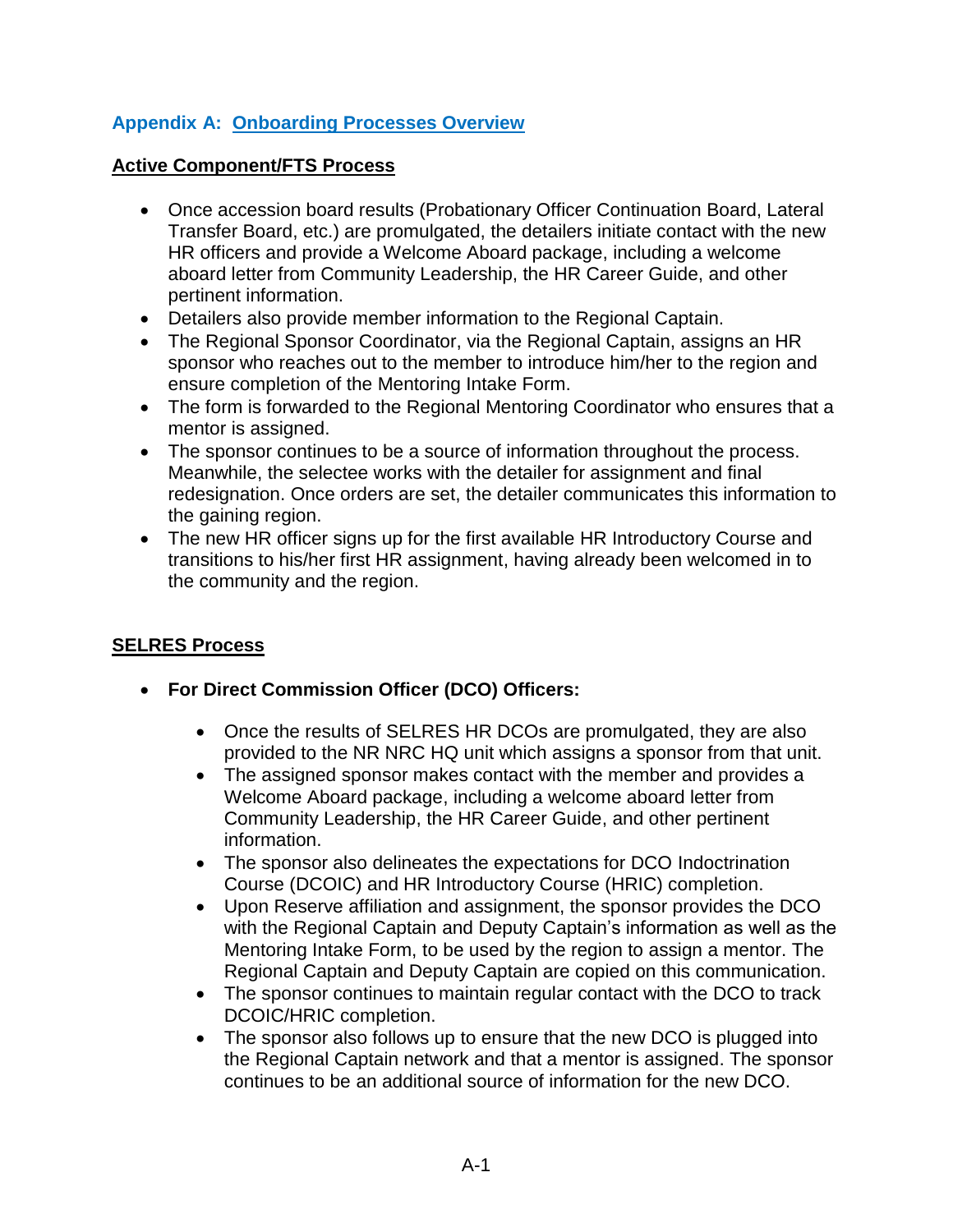## Appendix A: Onboarding Processes Overview

**Active Component/FTS Process**

- Once accession board results (Probationary Officer Continuation Board, Lateral Transfer Board, etc.) are promulgated, the detailers initiate contact with the new HR officers and provide a Welcome Aboard package, including a welcome aboard letter from Community Leadership, the HR Career Guide, and other pertinent information.
- Detailers also provide member information to the Regional Captain.
- The Regional Sponsor Coordinator, via the Regional Captain, assigns an HR sponsor who reaches out to the member to introduce him/her to the region and ensure completion of the Mentoring Intake Form.
- The form is forwarded to the Regional Mentoring Coordinator who ensures that a mentor is assigned.
- The sponsor continues to be a source of information throughout the process. Meanwhile, the selectee works with the detailer for assignment and final redesignation. Once orders are set, the detailer communicates this information to the gaining region.
- The new HR officer signs up for the first available HR Introductory Course and transitions to his/her first HR assignment, having already been welcomed in to the community and the region.

**SELRES Process**

- **For Direct Commission Officer (DCO) Officers:**
  - Once the results of SELRES HR DCOs are promulgated, they are also provided to the NR NRC HQ unit which assigns a sponsor from that unit.
  - The assigned sponsor makes contact with the member and provides a Welcome Aboard package, including a welcome aboard letter from Community Leadership, the HR Career Guide, and other pertinent information.
  - The sponsor also delineates the expectations for DCO Indoctrination Course (DCOIC) and HR Introductory Course (HRIC) completion.
  - Upon Reserve affiliation and assignment, the sponsor provides the DCO with the Regional Captain and Deputy Captain's information as well as the Mentoring Intake Form, to be used by the region to assign a mentor. The Regional Captain and Deputy Captain are copied on this communication.
  - The sponsor continues to maintain regular contact with the DCO to track DCOIC/HRIC completion.
  - The sponsor also follows up to ensure that the new DCO is plugged into the Regional Captain network and that a mentor is assigned. The sponsor continues to be an additional source of information for the new DCO.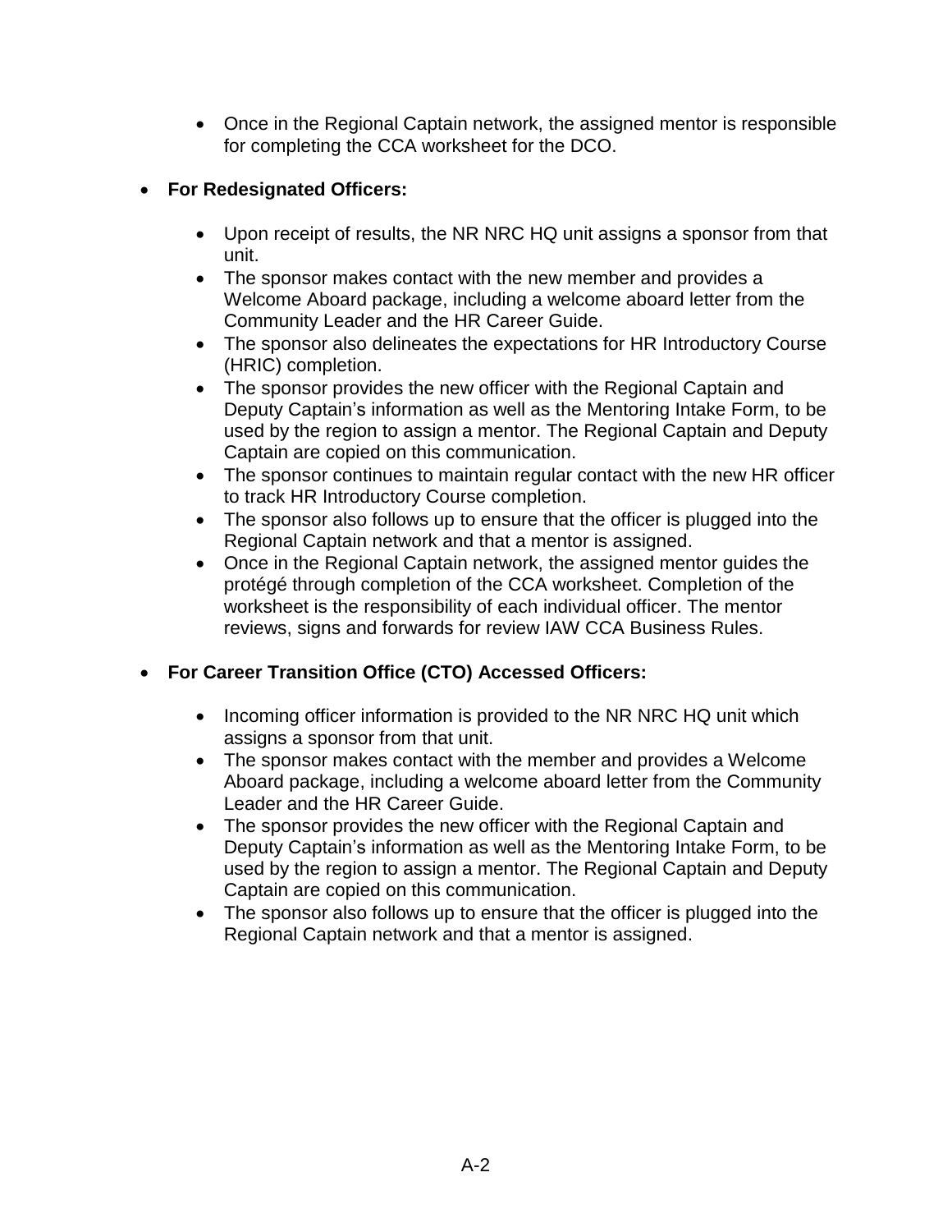- Once in the Regional Captain network, the assigned mentor is responsible for completing the CCA worksheet for the DCO.

- **For Redesignated Officers:**

    - Upon receipt of results, the NR NRC HQ unit assigns a sponsor from that unit.
    - The sponsor makes contact with the new member and provides a Welcome Aboard package, including a welcome aboard letter from the Community Leader and the HR Career Guide.
    - The sponsor also delineates the expectations for HR Introductory Course (HRIC) completion.
    - The sponsor provides the new officer with the Regional Captain and Deputy Captain's information as well as the Mentoring Intake Form, to be used by the region to assign a mentor. The Regional Captain and Deputy Captain are copied on this communication.
    - The sponsor continues to maintain regular contact with the new HR officer to track HR Introductory Course completion.
    - The sponsor also follows up to ensure that the officer is plugged into the Regional Captain network and that a mentor is assigned.
    - Once in the Regional Captain network, the assigned mentor guides the protégé through completion of the CCA worksheet. Completion of the worksheet is the responsibility of each individual officer. The mentor reviews, signs and forwards for review IAW CCA Business Rules.

- **For Career Transition Office (CTO) Accessed Officers:**

    - Incoming officer information is provided to the NR NRC HQ unit which assigns a sponsor from that unit.
    - The sponsor makes contact with the member and provides a Welcome Aboard package, including a welcome aboard letter from the Community Leader and the HR Career Guide.
    - The sponsor provides the new officer with the Regional Captain and Deputy Captain's information as well as the Mentoring Intake Form, to be used by the region to assign a mentor. The Regional Captain and Deputy Captain are copied on this communication.
    - The sponsor also follows up to ensure that the officer is plugged into the Regional Captain network and that a mentor is assigned.